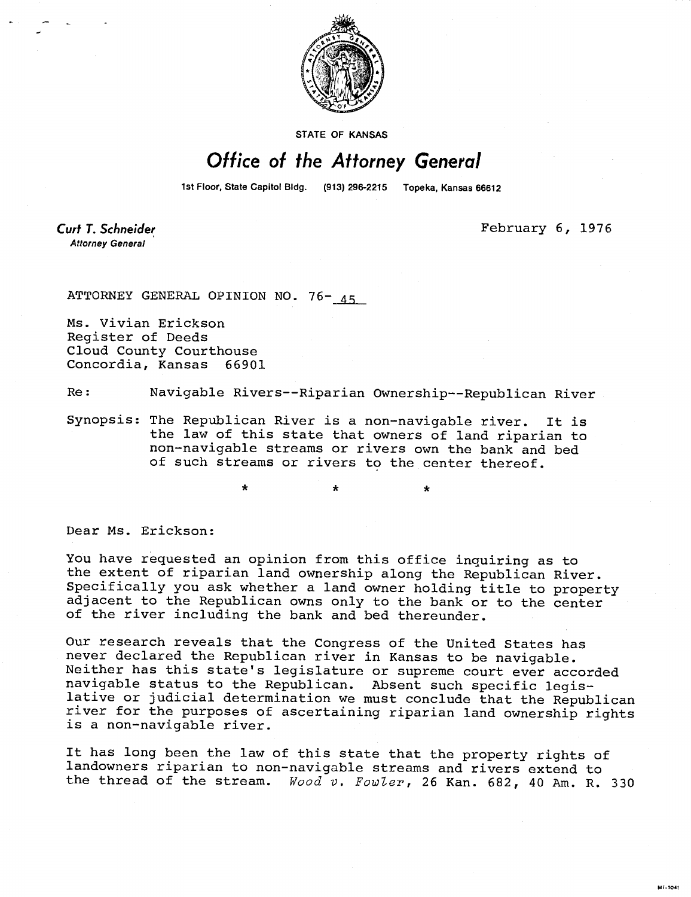STATE OF KANSAS

# Office of the Attorney General

1st Floor, State Capitol Bldg. (913) 296-2215 Topeka, Kansas 66612

**Curt T. Schneider**
*Attorney General*

February 6, 1976

ATTORNEY GENERAL OPINION NO. 76- 45

Ms. Vivian Erickson
Register of Deeds
Cloud County Courthouse
Concordia, Kansas 66901

Re: Navigable Rivers--Riparian Ownership--Republican River

Synopsis: The Republican River is a non-navigable river. It is the law of this state that owners of land riparian to non-navigable streams or rivers own the bank and bed of such streams or rivers to the center thereof.

\* \* \*

Dear Ms. Erickson:

You have requested an opinion from this office inquiring as to the extent of riparian land ownership along the Republican River. Specifically you ask whether a land owner holding title to property adjacent to the Republican owns only to the bank or to the center of the river including the bank and bed thereunder.

Our research reveals that the Congress of the United States has never declared the Republican river in Kansas to be navigable. Neither has this state's legislature or supreme court ever accorded navigable status to the Republican. Absent such specific legislative or judicial determination we must conclude that the Republican river for the purposes of ascertaining riparian land ownership rights is a non-navigable river.

It has long been the law of this state that the property rights of landowners riparian to non-navigable streams and rivers extend to the thread of the stream. *Wood v. Fowler*, 26 Kan. 682, 40 Am. R. 330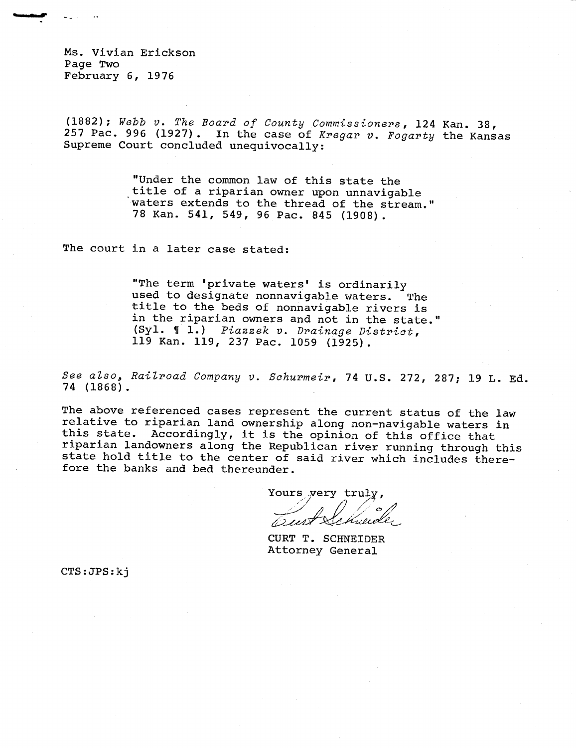Ms. Vivian Erickson
Page Two
February 6, 1976

(1882); *Webb v. The Board of County Commissioners*, 124 Kan. 38, 257 Pac. 996 (1927). In the case of *Kregar v. Fogarty* the Kansas Supreme Court concluded unequivocally:

> "Under the common law of this state the title of a riparian owner upon unnavigable waters extends to the thread of the stream." 78 Kan. 541, 549, 96 Pac. 845 (1908).

The court in a later case stated:

> "The term 'private waters' is ordinarily used to designate nonnavigable waters. The title to the beds of nonnavigable rivers is in the riparian owners and not in the state." (Syl. ¶ 1.) *Piazzek v. Drainage District*, 119 Kan. 119, 237 Pac. 1059 (1925).

*See also*, *Railroad Company v. Schurmeir*, 74 U.S. 272, 287; 19 L. Ed. 74 (1868).

The above referenced cases represent the current status of the law relative to riparian land ownership along non-navigable waters in this state. Accordingly, it is the opinion of this office that riparian landowners along the Republican river running through this state hold title to the center of said river which includes therefore the banks and bed thereunder.

Yours very truly,

CURT T. SCHNEIDER
Attorney General

CTS:JPS:kj